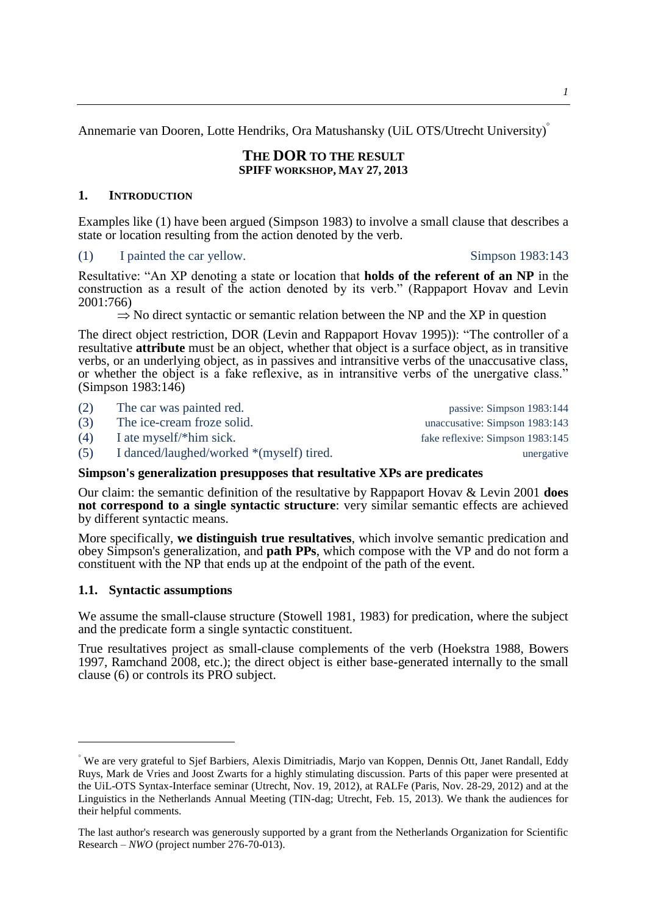Annemarie van Dooren, Lotte Hendriks, Ora Matushansky (UiL OTS/Utrecht University)[°]

# THE DOR TO THE RESULT
**SPIFF WORKSHOP, MAY 27, 2013**

## 1. INTRODUCTION

Examples like (1) have been argued (Simpson 1983) to involve a small clause that describes a state or location resulting from the action denoted by the verb.

(1) I painted the car yellow. Simpson 1983:143

Resultative: "An XP denoting a state or location that **holds of the referent of an NP** in the construction as a result of the action denoted by its verb." (Rappaport Hovav and Levin 2001:766)

⇒ No direct syntactic or semantic relation between the NP and the XP in question

The direct object restriction, DOR (Levin and Rappaport Hovav 1995)): "The controller of a resultative **attribute** must be an object, whether that object is a surface object, as in transitive verbs, or an underlying object, as in passives and intransitive verbs of the unaccusative class, or whether the object is a fake reflexive, as in intransitive verbs of the unergative class." (Simpson 1983:146)

(2) The car was painted red. passive: Simpson 1983:144
(3) The ice-cream froze solid. unaccusative: Simpson 1983:143
(4) I ate myself/*him sick. fake reflexive: Simpson 1983:145
(5) I danced/laughed/worked *(myself) tired. unergative

**Simpson's generalization presupposes that resultative XPs are predicates**

Our claim: the semantic definition of the resultative by Rappaport Hovav & Levin 2001 **does not correspond to a single syntactic structure**: very similar semantic effects are achieved by different syntactic means.

More specifically, **we distinguish true resultatives**, which involve semantic predication and obey Simpson's generalization, and **path PPs**, which compose with the VP and do not form a constituent with the NP that ends up at the endpoint of the path of the event.

### 1.1. Syntactic assumptions

We assume the small-clause structure (Stowell 1981, 1983) for predication, where the subject and the predicate form a single syntactic constituent.

True resultatives project as small-clause complements of the verb (Hoekstra 1988, Bowers 1997, Ramchand 2008, etc.); the direct object is either base-generated internally to the small clause (6) or controls its PRO subject.

---

[°] We are very grateful to Sjef Barbiers, Alexis Dimitriadis, Marjo van Koppen, Dennis Ott, Janet Randall, Eddy Ruys, Mark de Vries and Joost Zwarts for a highly stimulating discussion. Parts of this paper were presented at the UiL-OTS Syntax-Interface seminar (Utrecht, Nov. 19, 2012), at RALFe (Paris, Nov. 28-29, 2012) and at the Linguistics in the Netherlands Annual Meeting (TIN-dag; Utrecht, Feb. 15, 2013). We thank the audiences for their helpful comments.

The last author's research was generously supported by a grant from the Netherlands Organization for Scientific Research – *NWO* (project number 276-70-013).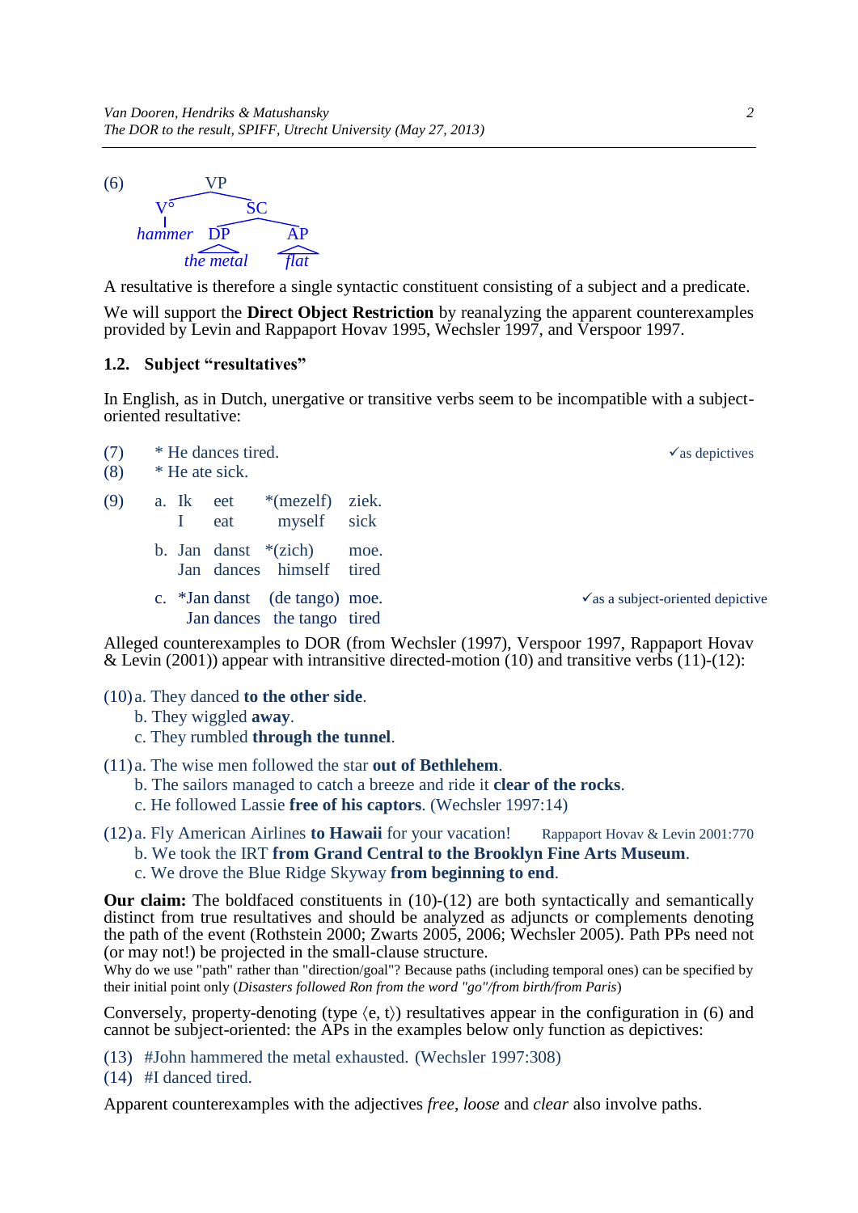(6) [VP V° *hammer* [SC [DP *the metal*] [AP *flat*]]]

A resultative is therefore a single syntactic constituent consisting of a subject and a predicate.

We will support the **Direct Object Restriction** by reanalyzing the apparent counterexamples provided by Levin and Rappaport Hovav 1995, Wechsler 1997, and Verspoor 1997.

### 1.2. Subject "resultatives"

In English, as in Dutch, unergative or transitive verbs seem to be incompatible with a subject-oriented resultative:

(7) * He dances tired. ✓as depictives

(8) * He ate sick.

(9) a. Ik eet *(mezelf) ziek.
   I eat myself sick

   b. Jan danst *(zich) moe.
   Jan dances himself tired

   c. *Jan danst (de tango) moe. ✓as a subject-oriented depictive
   Jan dances the tango tired

Alleged counterexamples to DOR (from Wechsler (1997), Verspoor 1997, Rappaport Hovav & Levin (2001)) appear with intransitive directed-motion (10) and transitive verbs (11)-(12):

(10) a. They danced **to the other side**.
   b. They wiggled **away**.
   c. They rumbled **through the tunnel**.

(11) a. The wise men followed the star **out of Bethlehem**.
   b. The sailors managed to catch a breeze and ride it **clear of the rocks**.
   c. He followed Lassie **free of his captors**. (Wechsler 1997:14)

(12) a. Fly American Airlines **to Hawaii** for your vacation! Rappaport Hovav & Levin 2001:770
   b. We took the IRT **from Grand Central to the Brooklyn Fine Arts Museum**.
   c. We drove the Blue Ridge Skyway **from beginning to end**.

**Our claim:** The boldfaced constituents in (10)-(12) are both syntactically and semantically distinct from true resultatives and should be analyzed as adjuncts or complements denoting the path of the event (Rothstein 2000; Zwarts 2005, 2006; Wechsler 2005). Path PPs need not (or may not!) be projected in the small-clause structure.

Why do we use "path" rather than "direction/goal"? Because paths (including temporal ones) can be specified by their initial point only (*Disasters followed Ron from the word "go"/from birth/from Paris*)

Conversely, property-denoting (type ⟨e, t⟩) resultatives appear in the configuration in (6) and cannot be subject-oriented: the APs in the examples below only function as depictives:

(13) #John hammered the metal exhausted. (Wechsler 1997:308)

(14) #I danced tired.

Apparent counterexamples with the adjectives *free*, *loose* and *clear* also involve paths.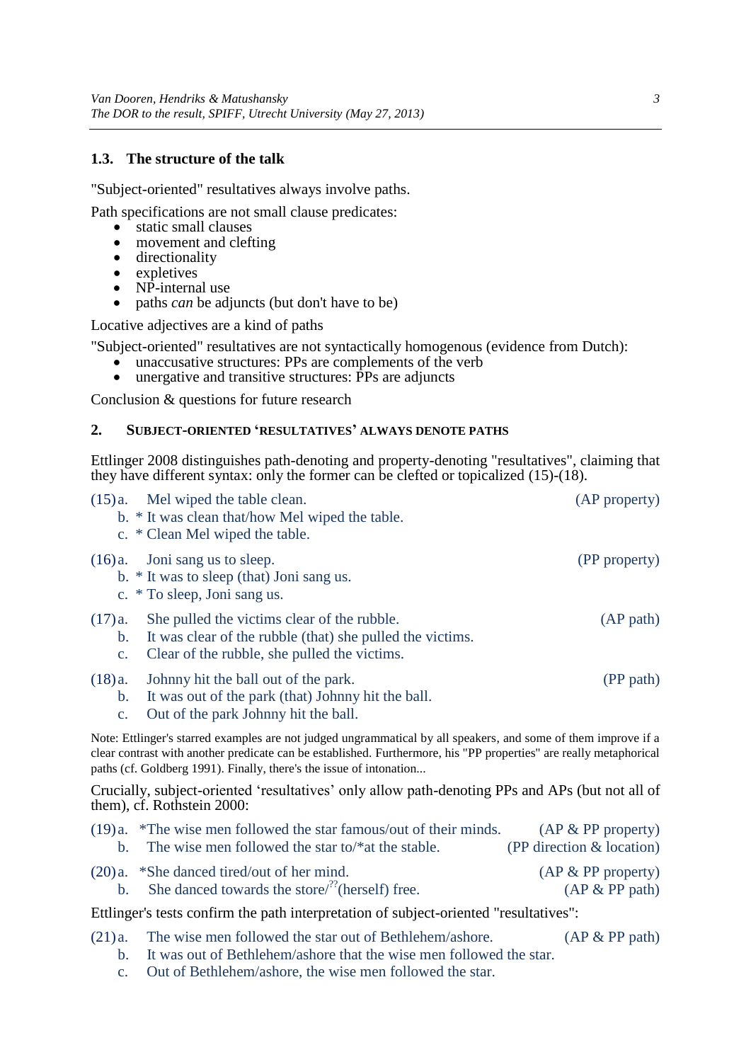### 1.3. The structure of the talk

"Subject-oriented" resultatives always involve paths.

Path specifications are not small clause predicates:

- static small clauses
- movement and clefting
- directionality
- expletives
- NP-internal use
- paths *can* be adjuncts (but don't have to be)

Locative adjectives are a kind of paths

"Subject-oriented" resultatives are not syntactically homogenous (evidence from Dutch):

- unaccusative structures: PPs are complements of the verb
- unergative and transitive structures: PPs are adjuncts

Conclusion & questions for future research

## 2. SUBJECT-ORIENTED 'RESULTATIVES' ALWAYS DENOTE PATHS

Ettlinger 2008 distinguishes path-denoting and property-denoting "resultatives", claiming that they have different syntax: only the former can be clefted or topicalized (15)-(18).

(15) a. Mel wiped the table clean. (AP property)
 b. * It was clean that/how Mel wiped the table.
 c. * Clean Mel wiped the table.

(16) a. Joni sang us to sleep. (PP property)
 b. * It was to sleep (that) Joni sang us.
 c. * To sleep, Joni sang us.

(17) a. She pulled the victims clear of the rubble. (AP path)
 b. It was clear of the rubble (that) she pulled the victims.
 c. Clear of the rubble, she pulled the victims.

(18) a. Johnny hit the ball out of the park. (PP path)
 b. It was out of the park (that) Johnny hit the ball.
 c. Out of the park Johnny hit the ball.

Note: Ettlinger's starred examples are not judged ungrammatical by all speakers, and some of them improve if a clear contrast with another predicate can be established. Furthermore, his "PP properties" are really metaphorical paths (cf. Goldberg 1991). Finally, there's the issue of intonation...

Crucially, subject-oriented 'resultatives' only allow path-denoting PPs and APs (but not all of them), cf. Rothstein 2000:

(19) a. *The wise men followed the star famous/out of their minds. (AP & PP property)
 b. The wise men followed the star to/*at the stable. (PP direction & location)

(20) a. *She danced tired/out of her mind. (AP & PP property)
 b. She danced towards the store/??(herself) free. (AP & PP path)

Ettlinger's tests confirm the path interpretation of subject-oriented "resultatives":

(21) a. The wise men followed the star out of Bethlehem/ashore. (AP & PP path)
 b. It was out of Bethlehem/ashore that the wise men followed the star.
 c. Out of Bethlehem/ashore, the wise men followed the star.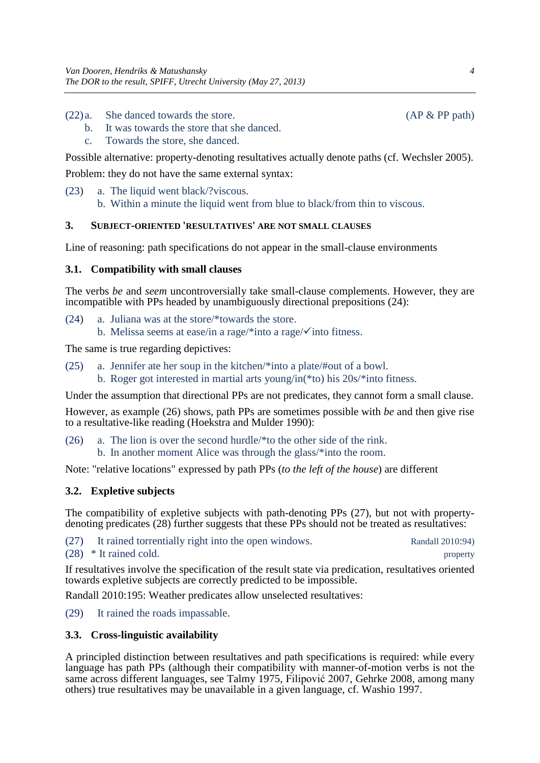(22) a. She danced towards the store. (AP & PP path)
 b. It was towards the store that she danced.
 c. Towards the store, she danced.

Possible alternative: property-denoting resultatives actually denote paths (cf. Wechsler 2005).

Problem: they do not have the same external syntax:

(23) a. The liquid went black/?viscous.
 b. Within a minute the liquid went from blue to black/from thin to viscous.

## 3. Subject-oriented 'resultatives' are not small clauses

Line of reasoning: path specifications do not appear in the small-clause environments

### 3.1. Compatibility with small clauses

The verbs *be* and *seem* uncontroversially take small-clause complements. However, they are incompatible with PPs headed by unambiguously directional prepositions (24):

(24) a. Juliana was at the store/*towards the store.
 b. Melissa seems at ease/in a rage/*into a rage/✓into fitness.

The same is true regarding depictives:

(25) a. Jennifer ate her soup in the kitchen/*into a plate/#out of a bowl.
 b. Roger got interested in martial arts young/in(*to) his 20s/*into fitness.

Under the assumption that directional PPs are not predicates, they cannot form a small clause.

However, as example (26) shows, path PPs are sometimes possible with *be* and then give rise to a resultative-like reading (Hoekstra and Mulder 1990):

(26) a. The lion is over the second hurdle/*to the other side of the rink.
 b. In another moment Alice was through the glass/*into the room.

Note: "relative locations" expressed by path PPs (*to the left of the house*) are different

### 3.2. Expletive subjects

The compatibility of expletive subjects with path-denoting PPs (27), but not with property-denoting predicates (28) further suggests that these PPs should not be treated as resultatives:

(27) It rained torrentially right into the open windows. Randall 2010:94)
(28) * It rained cold. property

If resultatives involve the specification of the result state via predication, resultatives oriented towards expletive subjects are correctly predicted to be impossible.

Randall 2010:195: Weather predicates allow unselected resultatives:

(29) It rained the roads impassable.

### 3.3. Cross-linguistic availability

A principled distinction between resultatives and path specifications is required: while every language has path PPs (although their compatibility with manner-of-motion verbs is not the same across different languages, see Talmy 1975, Filipović 2007, Gehrke 2008, among many others) true resultatives may be unavailable in a given language, cf. Washio 1997.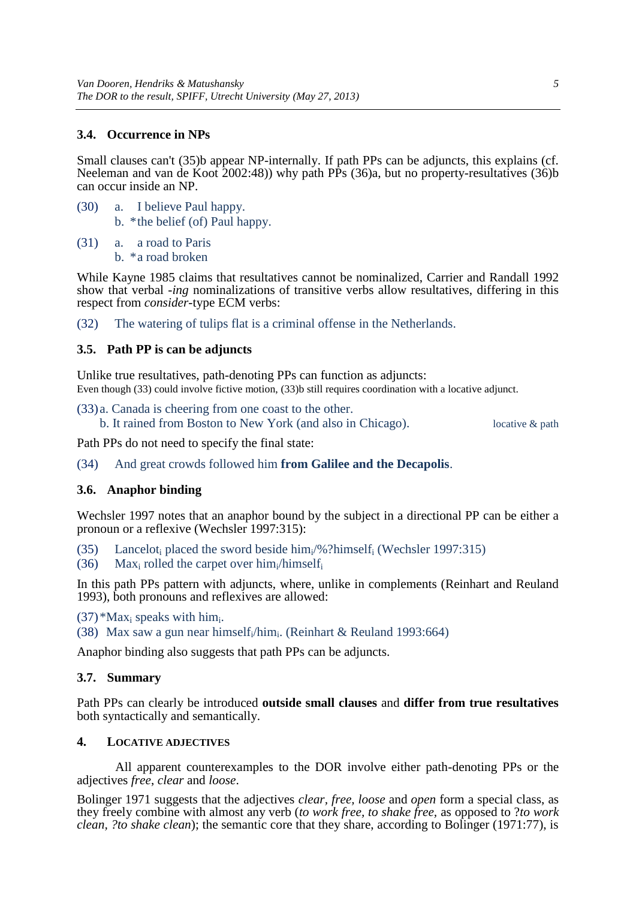### 3.4. Occurrence in NPs

Small clauses can't (35)b appear NP-internally. If path PPs can be adjuncts, this explains (cf. Neeleman and van de Koot 2002:48)) why path PPs (36)a, but no property-resultatives (36)b can occur inside an NP.

(30) a. I believe Paul happy.
 b. *the belief (of) Paul happy.

(31) a. a road to Paris
 b. *a road broken

While Kayne 1985 claims that resultatives cannot be nominalized, Carrier and Randall 1992 show that verbal *-ing* nominalizations of transitive verbs allow resultatives, differing in this respect from *consider*-type ECM verbs:

(32) The watering of tulips flat is a criminal offense in the Netherlands.

### 3.5. Path PP is can be adjuncts

Unlike true resultatives, path-denoting PPs can function as adjuncts:
Even though (33) could involve fictive motion, (33)b still requires coordination with a locative adjunct.

(33) a. Canada is cheering from one coast to the other.
 b. It rained from Boston to New York (and also in Chicago). locative & path

Path PPs do not need to specify the final state:

(34) And great crowds followed him **from Galilee and the Decapolis**.

### 3.6. Anaphor binding

Wechsler 1997 notes that an anaphor bound by the subject in a directional PP can be either a pronoun or a reflexive (Wechsler 1997:315):

(35) Lancelot$_i$ placed the sword beside him$_i$/%?himself$_i$ (Wechsler 1997:315)
(36) Max$_i$ rolled the carpet over him$_i$/himself$_i$

In this path PPs pattern with adjuncts, where, unlike in complements (Reinhart and Reuland 1993), both pronouns and reflexives are allowed:

(37) *Max$_i$ speaks with him$_i$.
(38) Max saw a gun near himself$_i$/him$_i$. (Reinhart & Reuland 1993:664)

Anaphor binding also suggests that path PPs can be adjuncts.

### 3.7. Summary

Path PPs can clearly be introduced **outside small clauses** and **differ from true resultatives** both syntactically and semantically.

## 4. LOCATIVE ADJECTIVES

All apparent counterexamples to the DOR involve either path-denoting PPs or the adjectives *free*, *clear* and *loose*.

Bolinger 1971 suggests that the adjectives *clear, free, loose* and *open* form a special class, as they freely combine with almost any verb (*to work free, to shake free*, as opposed to ?*to work clean, ?to shake clean*); the semantic core that they share, according to Bolinger (1971:77), is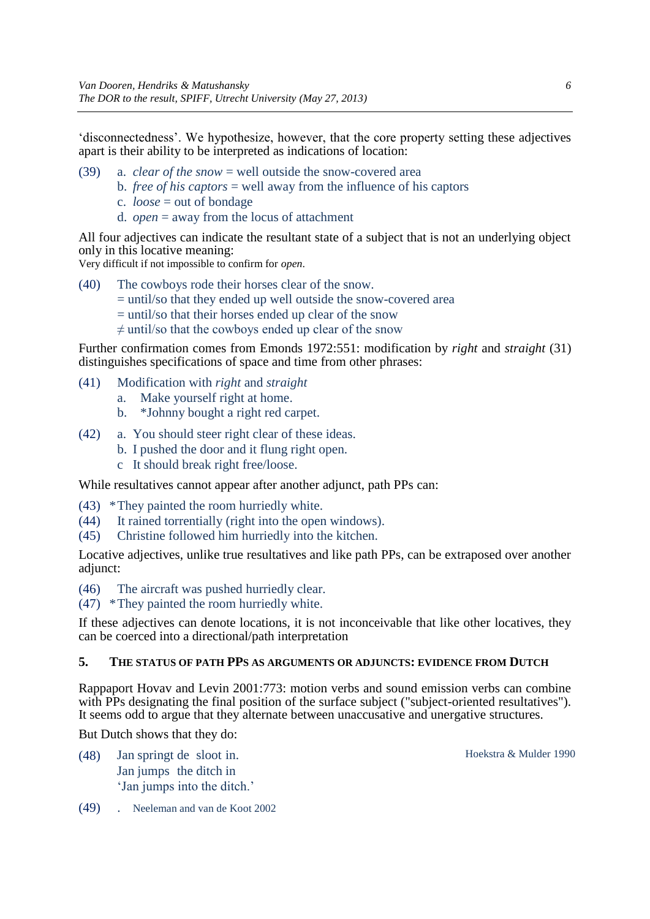'disconnectedness'. We hypothesize, however, that the core property setting these adjectives apart is their ability to be interpreted as indications of location:

(39) a. *clear of the snow* = well outside the snow-covered area
b. *free of his captors* = well away from the influence of his captors
c. *loose* = out of bondage
d. *open* = away from the locus of attachment

All four adjectives can indicate the resultant state of a subject that is not an underlying object only in this locative meaning:
Very difficult if not impossible to confirm for *open*.

(40) The cowboys rode their horses clear of the snow.
= until/so that they ended up well outside the snow-covered area
= until/so that their horses ended up clear of the snow
≠ until/so that the cowboys ended up clear of the snow

Further confirmation comes from Emonds 1972:551: modification by *right* and *straight* (31) distinguishes specifications of space and time from other phrases:

(41) Modification with *right* and *straight*
a. Make yourself right at home.
b. *Johnny bought a right red carpet.

(42) a. You should steer right clear of these ideas.
b. I pushed the door and it flung right open.
c It should break right free/loose.

While resultatives cannot appear after another adjunct, path PPs can:

(43) *They painted the room hurriedly white.
(44) It rained torrentially (right into the open windows).
(45) Christine followed him hurriedly into the kitchen.

Locative adjectives, unlike true resultatives and like path PPs, can be extraposed over another adjunct:

(46) The aircraft was pushed hurriedly clear.
(47) *They painted the room hurriedly white.

If these adjectives can denote locations, it is not inconceivable that like other locatives, they can be coerced into a directional/path interpretation

## 5. The status of path PPs as arguments or adjuncts: evidence from Dutch

Rappaport Hovav and Levin 2001:773: motion verbs and sound emission verbs can combine with PPs designating the final position of the surface subject ("subject-oriented resultatives"). It seems odd to argue that they alternate between unaccusative and unergative structures.

But Dutch shows that they do:

(48) Jan springt de sloot in. — Hoekstra & Mulder 1990
Jan jumps the ditch in
'Jan jumps into the ditch.'

(49) . Neeleman and van de Koot 2002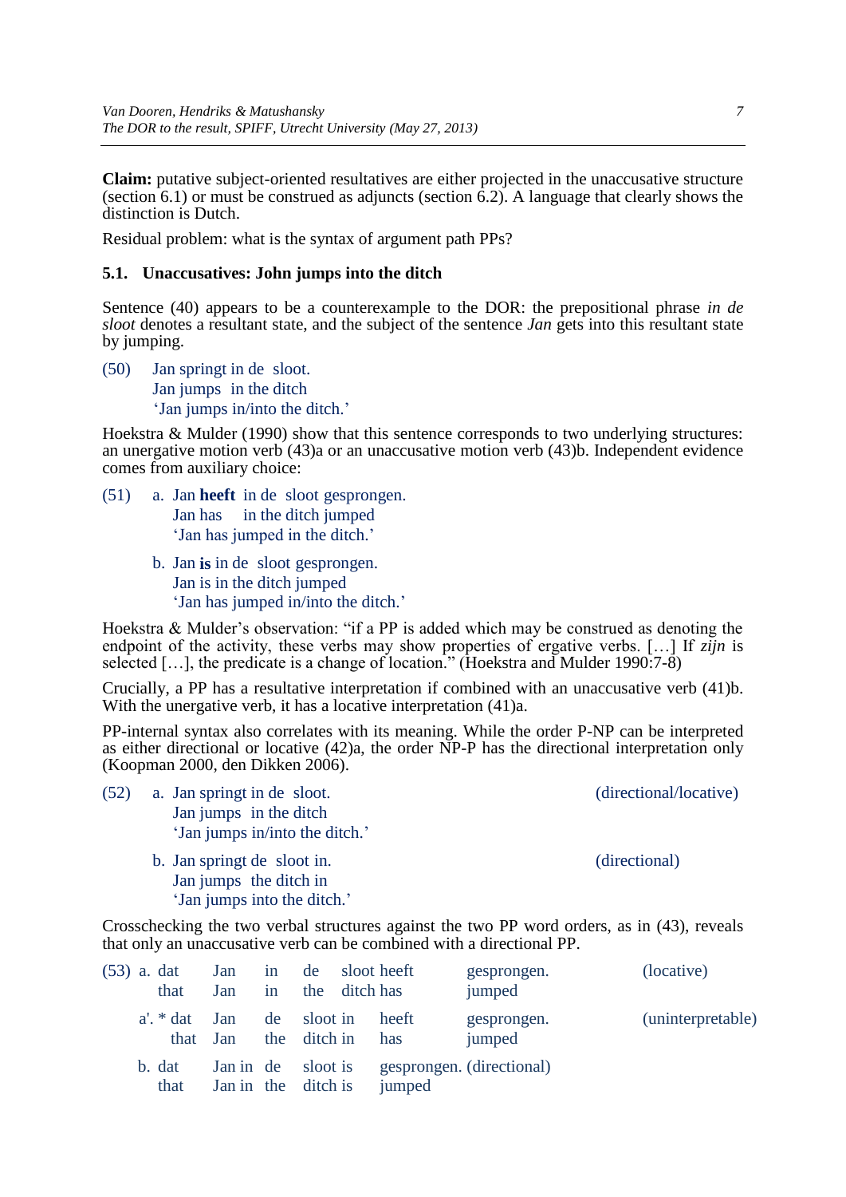**Claim:** putative subject-oriented resultatives are either projected in the unaccusative structure (section 6.1) or must be construed as adjuncts (section 6.2). A language that clearly shows the distinction is Dutch.

Residual problem: what is the syntax of argument path PPs?

### 5.1. Unaccusatives: John jumps into the ditch

Sentence (40) appears to be a counterexample to the DOR: the prepositional phrase *in de sloot* denotes a resultant state, and the subject of the sentence *Jan* gets into this resultant state by jumping.

(50) Jan springt in de sloot.
Jan jumps in the ditch
'Jan jumps in/into the ditch.'

Hoekstra & Mulder (1990) show that this sentence corresponds to two underlying structures: an unergative motion verb (43)a or an unaccusative motion verb (43)b. Independent evidence comes from auxiliary choice:

(51) a. Jan **heeft** in de sloot gesprongen.
Jan has in the ditch jumped
'Jan has jumped in the ditch.'

b. Jan **is** in de sloot gesprongen.
Jan is in the ditch jumped
'Jan has jumped in/into the ditch.'

Hoekstra & Mulder's observation: "if a PP is added which may be construed as denoting the endpoint of the activity, these verbs may show properties of ergative verbs. […] If *zijn* is selected […], the predicate is a change of location." (Hoekstra and Mulder 1990:7-8)

Crucially, a PP has a resultative interpretation if combined with an unaccusative verb (41)b. With the unergative verb, it has a locative interpretation (41)a.

PP-internal syntax also correlates with its meaning. While the order P-NP can be interpreted as either directional or locative (42)a, the order NP-P has the directional interpretation only (Koopman 2000, den Dikken 2006).

(52) a. Jan springt in de sloot. (directional/locative)
Jan jumps in the ditch
'Jan jumps in/into the ditch.'

b. Jan springt de sloot in. (directional)
Jan jumps the ditch in
'Jan jumps into the ditch.'

Crosschecking the two verbal structures against the two PP word orders, as in (43), reveals that only an unaccusative verb can be combined with a directional PP.

(53) a. dat Jan in de sloot heeft gesprongen. (locative)
that Jan in the ditch has jumped

a'. * dat Jan de sloot in heeft gesprongen. (uninterpretable)
that Jan the ditch in has jumped

b. dat Jan in de sloot is gesprongen. (directional)
that Jan in the ditch is jumped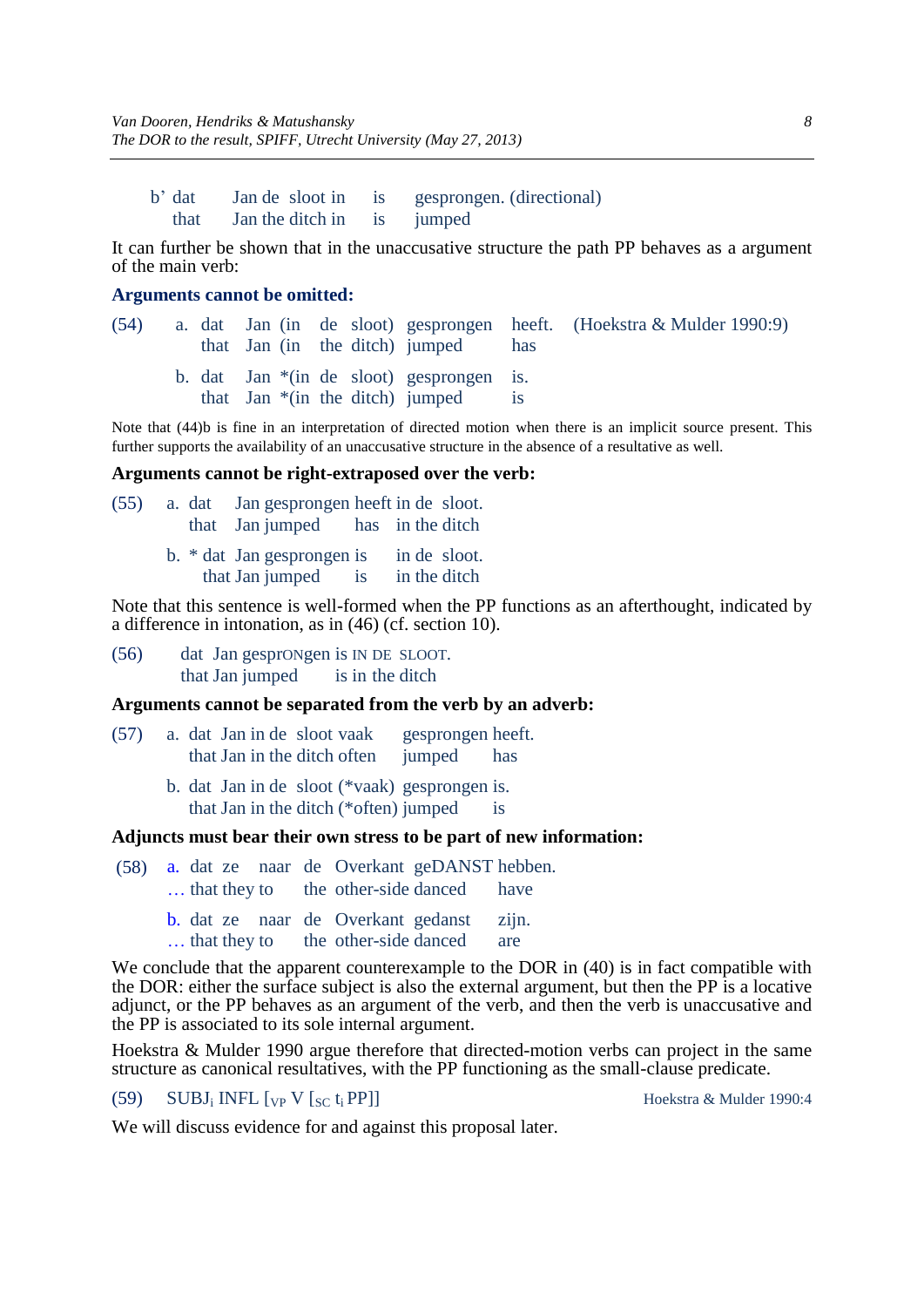b' dat Jan de sloot in is gesprongen. (directional)
  that Jan the ditch in is jumped

It can further be shown that in the unaccusative structure the path PP behaves as a argument of the main verb:

**Arguments cannot be omitted:**

(54) a. dat Jan (in de sloot) gesprongen heeft. (Hoekstra & Mulder 1990:9)
   that Jan (in the ditch) jumped has

  b. dat Jan *(in de sloot) gesprongen is.
   that Jan *(in the ditch) jumped is

Note that (44)b is fine in an interpretation of directed motion when there is an implicit source present. This further supports the availability of an unaccusative structure in the absence of a resultative as well.

**Arguments cannot be right-extraposed over the verb:**

(55) a. dat Jan gesprongen heeft in de sloot.
   that Jan jumped has in the ditch

  b. * dat Jan gesprongen is in de sloot.
   that Jan jumped is in the ditch

Note that this sentence is well-formed when the PP functions as an afterthought, indicated by a difference in intonation, as in (46) (cf. section 10).

(56) dat Jan gesprONgen is IN DE SLOOT.
  that Jan jumped is in the ditch

**Arguments cannot be separated from the verb by an adverb:**

(57) a. dat Jan in de sloot vaak gesprongen heeft.
   that Jan in the ditch often jumped has

  b. dat Jan in de sloot (*vaak) gesprongen is.
   that Jan in the ditch (*often) jumped is

**Adjuncts must bear their own stress to be part of new information:**

(58) a. dat ze naar de Overkant geDANST hebben.
  … that they to the other-side danced have

  b. dat ze naar de Overkant gedanst zijn.
  … that they to the other-side danced are

We conclude that the apparent counterexample to the DOR in (40) is in fact compatible with the DOR: either the surface subject is also the external argument, but then the PP is a locative adjunct, or the PP behaves as an argument of the verb, and then the verb is unaccusative and the PP is associated to its sole internal argument.

Hoekstra & Mulder 1990 argue therefore that directed-motion verbs can project in the same structure as canonical resultatives, with the PP functioning as the small-clause predicate.

(59) SUBJ$_i$ INFL [$_{VP}$ V [$_{SC}$ t$_i$ PP]] Hoekstra & Mulder 1990:4

We will discuss evidence for and against this proposal later.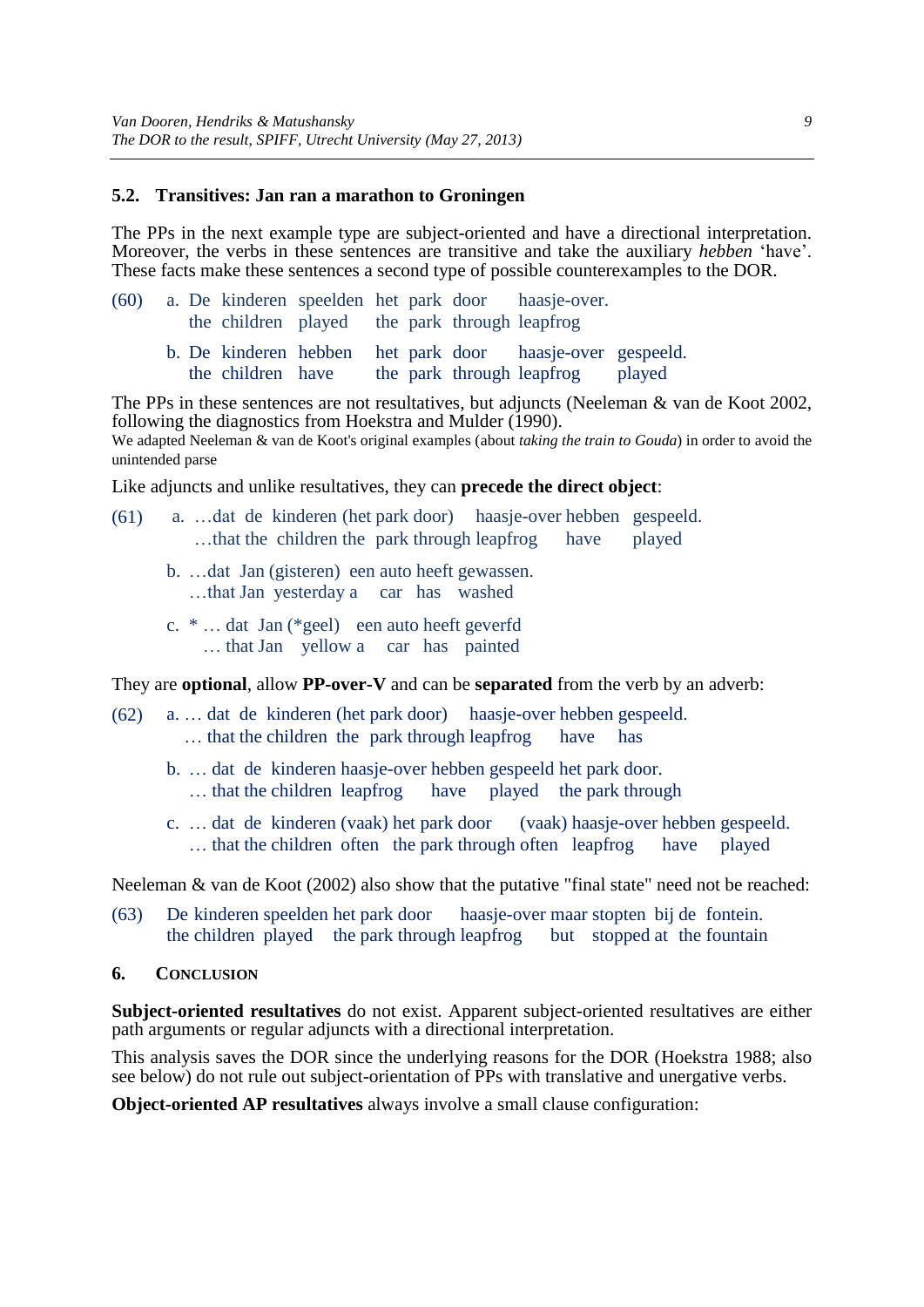### 5.2. Transitives: Jan ran a marathon to Groningen

The PPs in the next example type are subject-oriented and have a directional interpretation. Moreover, the verbs in these sentences are transitive and take the auxiliary *hebben* 'have'. These facts make these sentences a second type of possible counterexamples to the DOR.

(60) a. De kinderen speelden het park door haasje-over.
 the children played the park through leapfrog

 b. De kinderen hebben het park door haasje-over gespeeld.
 the children have the park through leapfrog played

The PPs in these sentences are not resultatives, but adjuncts (Neeleman & van de Koot 2002, following the diagnostics from Hoekstra and Mulder (1990).
We adapted Neeleman & van de Koot's original examples (about *taking the train to Gouda*) in order to avoid the unintended parse

Like adjuncts and unlike resultatives, they can **precede the direct object**:

(61) a. …dat de kinderen (het park door) haasje-over hebben gespeeld.
 …that the children the park through leapfrog have played

 b. …dat Jan (gisteren) een auto heeft gewassen.
 …that Jan yesterday a car has washed

 c. * … dat Jan (*geel) een auto heeft geverfd
 … that Jan yellow a car has painted

They are **optional**, allow **PP-over-V** and can be **separated** from the verb by an adverb:

(62) a. … dat de kinderen (het park door) haasje-over hebben gespeeld.
 … that the children the park through leapfrog have has

 b. … dat de kinderen haasje-over hebben gespeeld het park door.
 … that the children leapfrog have played the park through

 c. … dat de kinderen (vaak) het park door (vaak) haasje-over hebben gespeeld.
 … that the children often the park through often leapfrog have played

Neeleman & van de Koot (2002) also show that the putative "final state" need not be reached:

(63) De kinderen speelden het park door haasje-over maar stopten bij de fontein.
 the children played the park through leapfrog but stopped at the fountain

## 6. Conclusion

**Subject-oriented resultatives** do not exist. Apparent subject-oriented resultatives are either path arguments or regular adjuncts with a directional interpretation.

This analysis saves the DOR since the underlying reasons for the DOR (Hoekstra 1988; also see below) do not rule out subject-orientation of PPs with translative and unergative verbs.

**Object-oriented AP resultatives** always involve a small clause configuration: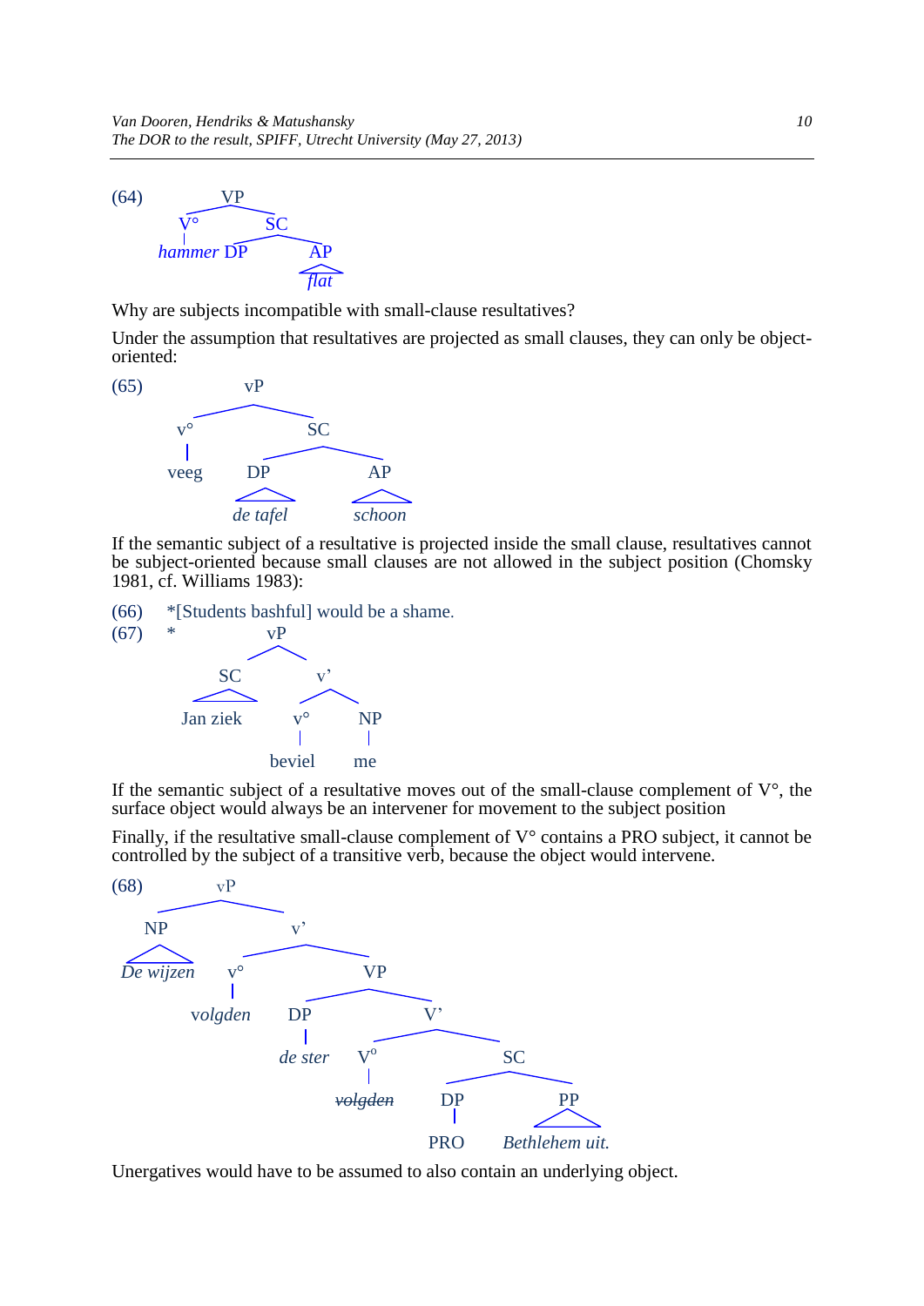(64) [VP [V° *hammer*] [SC DP [AP *flat*]]]

Why are subjects incompatible with small-clause resultatives?

Under the assumption that resultatives are projected as small clauses, they can only be object-oriented:

(65) [vP [v° veeg] [SC [DP *de tafel*] [AP *schoon*]]]

If the semantic subject of a resultative is projected inside the small clause, resultatives cannot be subject-oriented because small clauses are not allowed in the subject position (Chomsky 1981, cf. Williams 1983):

(66) *[Students bashful] would be a shame.

(67) * [vP [SC Jan ziek] [v' [v° beviel] [NP me]]]

If the semantic subject of a resultative moves out of the small-clause complement of V°, the surface object would always be an intervener for movement to the subject position

Finally, if the resultative small-clause complement of V° contains a PRO subject, it cannot be controlled by the subject of a transitive verb, because the object would intervene.

(68) [vP [NP *De wijzen*] [v' [v° *volgden*] [VP [DP *de ster*] [V' [V° ~~*volgden*~~] [SC [DP PRO] [PP *Bethlehem uit.*]]]]]]

Unergatives would have to be assumed to also contain an underlying object.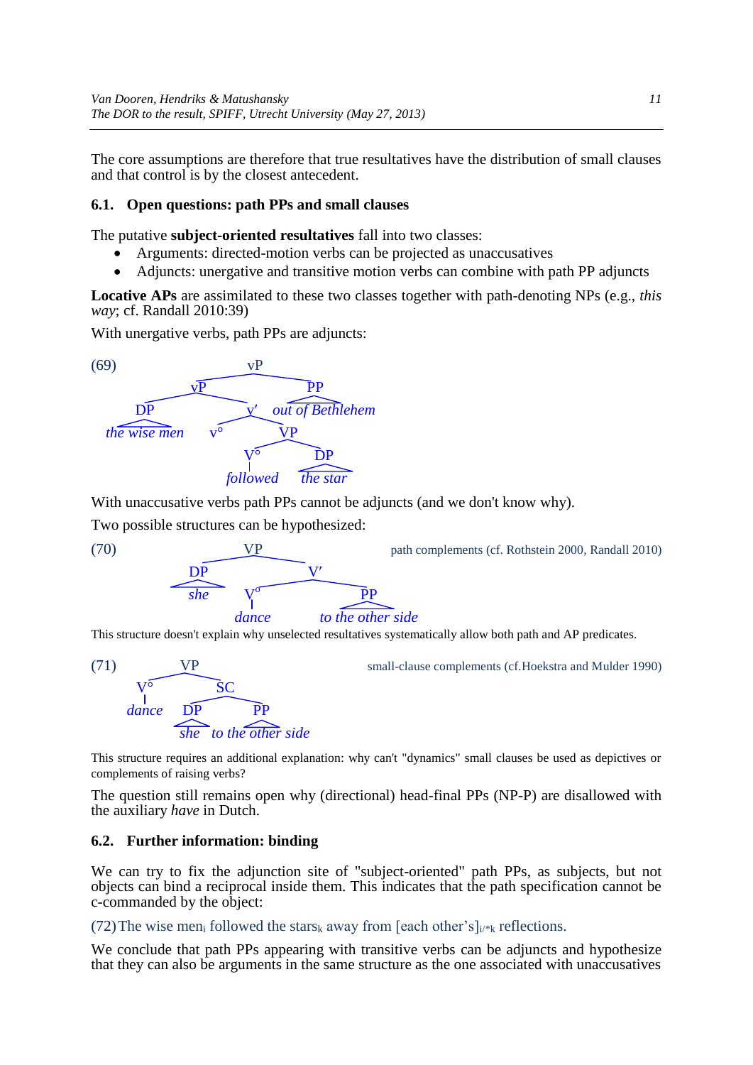The core assumptions are therefore that true resultatives have the distribution of small clauses and that control is by the closest antecedent.

### 6.1. Open questions: path PPs and small clauses

The putative **subject-oriented resultatives** fall into two classes:

- Arguments: directed-motion verbs can be projected as unaccusatives
- Adjuncts: unergative and transitive motion verbs can combine with path PP adjuncts

**Locative APs** are assimilated to these two classes together with path-denoting NPs (e.g., *this way*; cf. Randall 2010:39)

With unergative verbs, path PPs are adjuncts:

(69)
```
[vP [vP [DP the wise men] [v′ v° [VP [V° followed] [DP the star]]]] [PP out of Bethlehem]]
```

With unaccusative verbs path PPs cannot be adjuncts (and we don't know why).

Two possible structures can be hypothesized:

(70) path complements (cf. Rothstein 2000, Randall 2010)
```
[VP [DP she] [V′ [V° dance] [PP to the other side]]]
```

This structure doesn't explain why unselected resultatives systematically allow both path and AP predicates.

(71) small-clause complements (cf.Hoekstra and Mulder 1990)
```
[VP [V° dance] [SC [DP she] [PP to the other side]]]
```

This structure requires an additional explanation: why can't "dynamics" small clauses be used as depictives or complements of raising verbs?

The question still remains open why (directional) head-final PPs (NP-P) are disallowed with the auxiliary *have* in Dutch.

### 6.2. Further information: binding

We can try to fix the adjunction site of "subject-oriented" path PPs, as subjects, but not objects can bind a reciprocal inside them. This indicates that the path specification cannot be c-commanded by the object:

(72) The wise men$_i$ followed the stars$_k$ away from [each other's]$_{i/*k}$ reflections.

We conclude that path PPs appearing with transitive verbs can be adjuncts and hypothesize that they can also be arguments in the same structure as the one associated with unaccusatives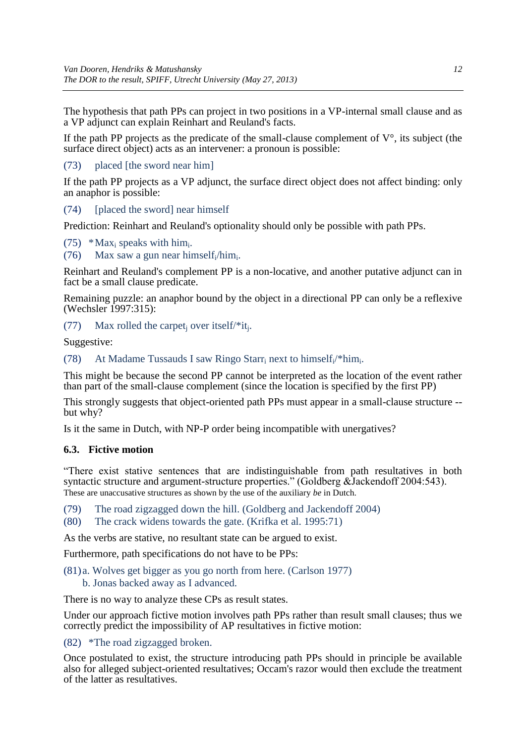The hypothesis that path PPs can project in two positions in a VP-internal small clause and as a VP adjunct can explain Reinhart and Reuland's facts.

If the path PP projects as the predicate of the small-clause complement of V°, its subject (the surface direct object) acts as an intervener: a pronoun is possible:

(73) placed [the sword near him]

If the path PP projects as a VP adjunct, the surface direct object does not affect binding: only an anaphor is possible:

(74) [placed the sword] near himself

Prediction: Reinhart and Reuland's optionality should only be possible with path PPs.

(75) *Max$_i$ speaks with him$_i$.

(76) Max saw a gun near himself$_i$/him$_i$.

Reinhart and Reuland's complement PP is a non-locative, and another putative adjunct can in fact be a small clause predicate.

Remaining puzzle: an anaphor bound by the object in a directional PP can only be a reflexive (Wechsler 1997:315):

(77) Max rolled the carpet$_j$ over itself/*it$_j$.

Suggestive:

(78) At Madame Tussauds I saw Ringo Starr$_i$ next to himself$_i$/*him$_i$.

This might be because the second PP cannot be interpreted as the location of the event rather than part of the small-clause complement (since the location is specified by the first PP)

This strongly suggests that object-oriented path PPs must appear in a small-clause structure -- but why?

Is it the same in Dutch, with NP-P order being incompatible with unergatives?

### 6.3. Fictive motion

"There exist stative sentences that are indistinguishable from path resultatives in both syntactic structure and argument-structure properties." (Goldberg &Jackendoff 2004:543). These are unaccusative structures as shown by the use of the auxiliary *be* in Dutch.

(79) The road zigzagged down the hill. (Goldberg and Jackendoff 2004)

(80) The crack widens towards the gate. (Krifka et al. 1995:71)

As the verbs are stative, no resultant state can be argued to exist.

Furthermore, path specifications do not have to be PPs:

(81) a. Wolves get bigger as you go north from here. (Carlson 1977)
b. Jonas backed away as I advanced.

There is no way to analyze these CPs as result states.

Under our approach fictive motion involves path PPs rather than result small clauses; thus we correctly predict the impossibility of AP resultatives in fictive motion:

(82) *The road zigzagged broken.

Once postulated to exist, the structure introducing path PPs should in principle be available also for alleged subject-oriented resultatives; Occam's razor would then exclude the treatment of the latter as resultatives.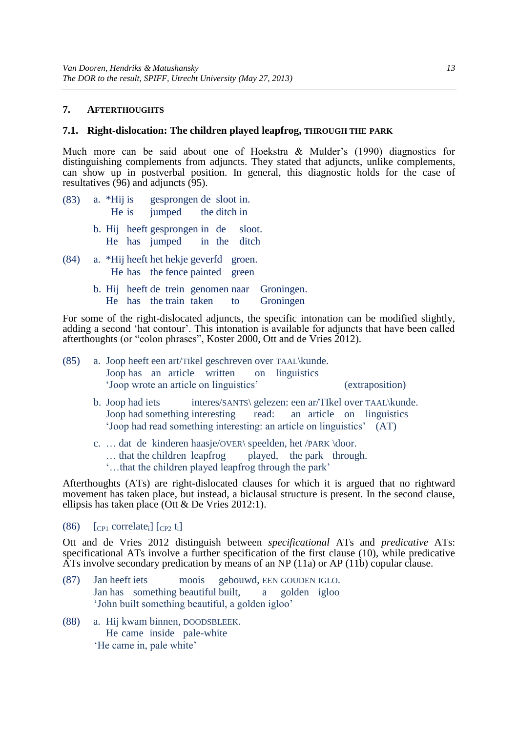## 7. AFTERTHOUGHTS

### 7.1. Right-dislocation: The children played leapfrog, THROUGH THE PARK

Much more can be said about one of Hoekstra & Mulder's (1990) diagnostics for distinguishing complements from adjuncts. They stated that adjuncts, unlike complements, can show up in postverbal position. In general, this diagnostic holds for the case of resultatives (96) and adjuncts (95).

(83) a. *Hij is gesprongen de sloot in.
He is jumped the ditch in

b. Hij heeft gesprongen in de sloot.
He has jumped in the ditch

(84) a. *Hij heeft het hekje geverfd groen.
He has the fence painted green

b. Hij heeft de trein genomen naar Groningen.
He has the train taken to Groningen

For some of the right-dislocated adjuncts, the specific intonation can be modified slightly, adding a second 'hat contour'. This intonation is available for adjuncts that have been called afterthoughts (or "colon phrases", Koster 2000, Ott and de Vries 2012).

(85) a. Joop heeft een art/TIkel geschreven over TAAL\kunde.
Joop has an article written on linguistics
'Joop wrote an article on linguistics' (extraposition)

b. Joop had iets interes/SANTS\ gelezen: een ar/TIkel over TAAL\kunde.
Joop had something interesting read: an article on linguistics
'Joop had read something interesting: an article on linguistics' (AT)

c. … dat de kinderen haasje/OVER\ speelden, het /PARK \door.
… that the children leapfrog played, the park through.
'…that the children played leapfrog through the park'

Afterthoughts (ATs) are right-dislocated clauses for which it is argued that no rightward movement has taken place, but instead, a biclausal structure is present. In the second clause, ellipsis has taken place (Ott & De Vries 2012:1).

(86) [$_{CP1}$ correlate$_i$] [$_{CP2}$ t$_i$]

Ott and de Vries 2012 distinguish between *specificational* ATs and *predicative* ATs: specificational ATs involve a further specification of the first clause (10), while predicative ATs involve secondary predication by means of an NP (11a) or AP (11b) copular clause.

(87) Jan heeft iets moois gebouwd, EEN GOUDEN IGLO.
Jan has something beautiful built, a golden igloo
'John built something beautiful, a golden igloo'

(88) a. Hij kwam binnen, DOODSBLEEK.
He came inside pale-white
'He came in, pale white'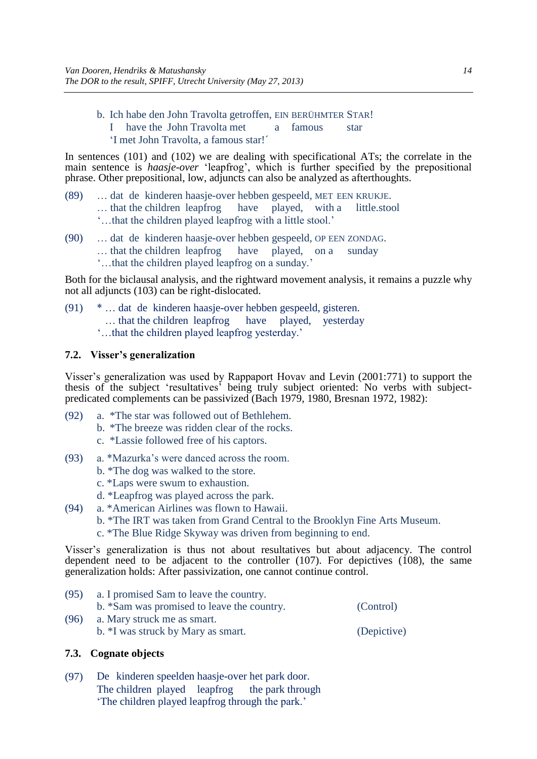b. Ich habe den John Travolta getroffen, EIN BERÜHMTER STAR!
   I have the John Travolta met a famous star
   'I met John Travolta, a famous star!´

In sentences (101) and (102) we are dealing with specificational ATs; the correlate in the main sentence is *haasje-over* 'leapfrog', which is further specified by the prepositional phrase. Other prepositional, low, adjuncts can also be analyzed as afterthoughts.

(89) … dat de kinderen haasje-over hebben gespeeld, MET EEN KRUKJE.
     … that the children leapfrog have played, with a little.stool
     '…that the children played leapfrog with a little stool.'

(90) … dat de kinderen haasje-over hebben gespeeld, OP EEN ZONDAG.
     … that the children leapfrog have played, on a sunday
     '…that the children played leapfrog on a sunday.'

Both for the biclausal analysis, and the rightward movement analysis, it remains a puzzle why not all adjuncts (103) can be right-dislocated.

(91) * … dat de kinderen haasje-over hebben gespeeld, gisteren.
     … that the children leapfrog have played, yesterday
     '…that the children played leapfrog yesterday.'

### 7.2. Visser's generalization

Visser's generalization was used by Rappaport Hovav and Levin (2001:771) to support the thesis of the subject 'resultatives' being truly subject oriented: No verbs with subject-predicated complements can be passivized (Bach 1979, 1980, Bresnan 1972, 1982):

(92) a. *The star was followed out of Bethlehem.
     b. *The breeze was ridden clear of the rocks.
     c. *Lassie followed free of his captors.

(93) a. *Mazurka's were danced across the room.
     b. *The dog was walked to the store.
     c. *Laps were swum to exhaustion.
     d. *Leapfrog was played across the park.

(94) a. *American Airlines was flown to Hawaii.
     b. *The IRT was taken from Grand Central to the Brooklyn Fine Arts Museum.
     c. *The Blue Ridge Skyway was driven from beginning to end.

Visser's generalization is thus not about resultatives but about adjacency. The control dependent need to be adjacent to the controller (107). For depictives (108), the same generalization holds: After passivization, one cannot continue control.

(95) a. I promised Sam to leave the country.
     b. *Sam was promised to leave the country. (Control)

(96) a. Mary struck me as smart.
     b. *I was struck by Mary as smart. (Depictive)

### 7.3. Cognate objects

(97) De kinderen speelden haasje-over het park door.
     The children played leapfrog the park through
     'The children played leapfrog through the park.'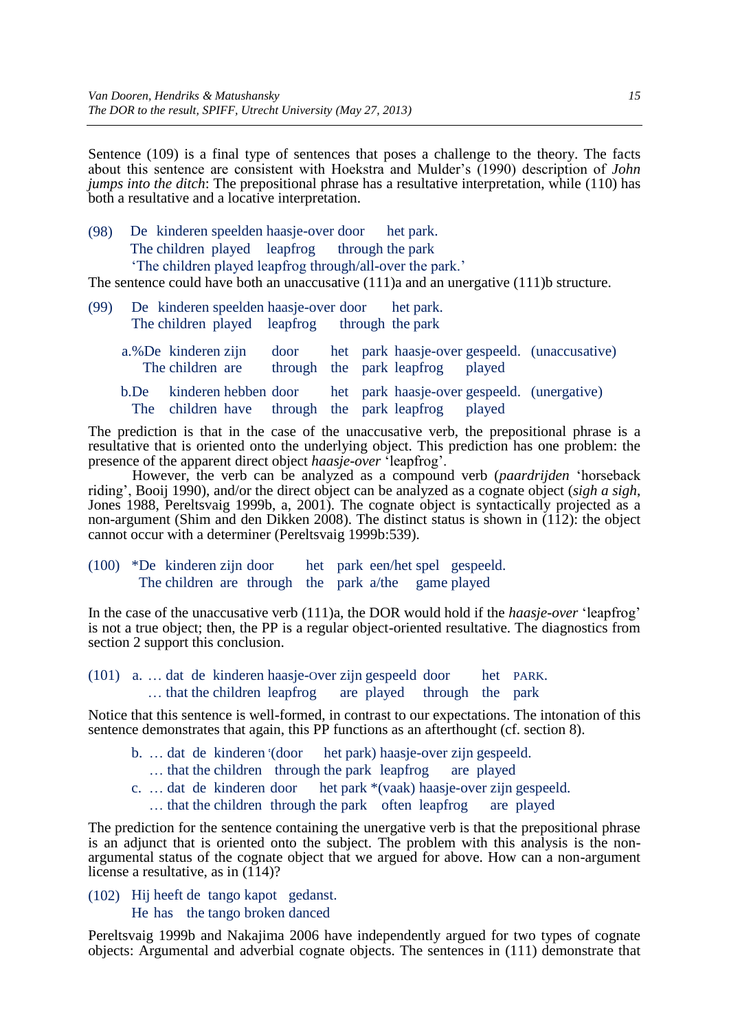Sentence (109) is a final type of sentences that poses a challenge to the theory. The facts about this sentence are consistent with Hoekstra and Mulder's (1990) description of *John jumps into the ditch*: The prepositional phrase has a resultative interpretation, while (110) has both a resultative and a locative interpretation.

(98) De kinderen speelden haasje-over door het park.
The children played leapfrog through the park
'The children played leapfrog through/all-over the park.'

The sentence could have both an unaccusative (111)a and an unergative (111)b structure.

(99) De kinderen speelden haasje-over door het park.
The children played leapfrog through the park

a.%De kinderen zijn door het park haasje-over gespeeld. (unaccusative)
The children are through the park leapfrog played

b.De kinderen hebben door het park haasje-over gespeeld. (unergative)
The children have through the park leapfrog played

The prediction is that in the case of the unaccusative verb, the prepositional phrase is a resultative that is oriented onto the underlying object. This prediction has one problem: the presence of the apparent direct object *haasje-over* 'leapfrog'.

However, the verb can be analyzed as a compound verb (*paardrijden* 'horseback riding', Booij 1990), and/or the direct object can be analyzed as a cognate object (*sigh a sigh*, Jones 1988, Pereltsvaig 1999b, a, 2001). The cognate object is syntactically projected as a non-argument (Shim and den Dikken 2008). The distinct status is shown in (112): the object cannot occur with a determiner (Pereltsvaig 1999b:539).

(100) *De kinderen zijn door het park een/het spel gespeeld.
The children are through the park a/the game played

In the case of the unaccusative verb (111)a, the DOR would hold if the *haasje-over* 'leapfrog' is not a true object; then, the PP is a regular object-oriented resultative. The diagnostics from section 2 support this conclusion.

(101) a. … dat de kinderen haasje-OVER zijn gespeeld door het PARK.
… that the children leapfrog are played through the park

Notice that this sentence is well-formed, in contrast to our expectations. The intonation of this sentence demonstrates that again, this PP functions as an afterthought (cf. section 8).

b. … dat de kinderen '(door het park) haasje-over zijn gespeeld.
… that the children through the park leapfrog are played

c. … dat de kinderen door het park *(vaak) haasje-over zijn gespeeld.
… that the children through the park often leapfrog are played

The prediction for the sentence containing the unergative verb is that the prepositional phrase is an adjunct that is oriented onto the subject. The problem with this analysis is the non-argumental status of the cognate object that we argued for above. How can a non-argument license a resultative, as in (114)?

(102) Hij heeft de tango kapot gedanst.
He has the tango broken danced

Pereltsvaig 1999b and Nakajima 2006 have independently argued for two types of cognate objects: Argumental and adverbial cognate objects. The sentences in (111) demonstrate that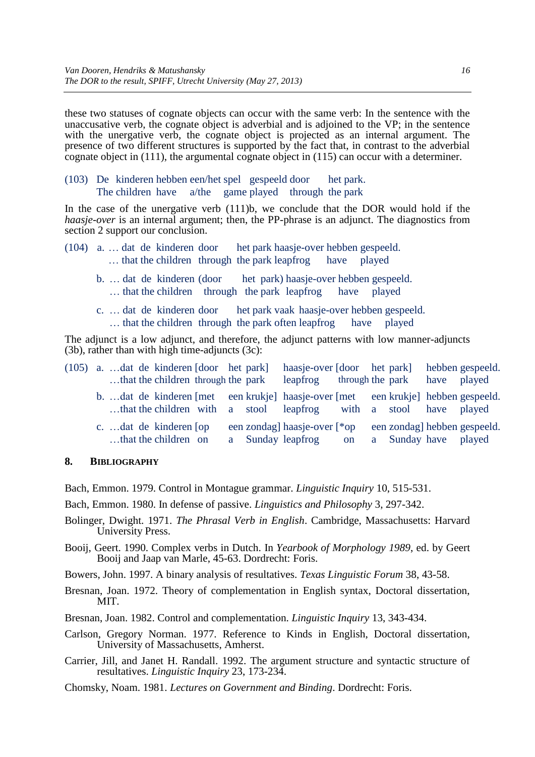these two statuses of cognate objects can occur with the same verb: In the sentence with the unaccusative verb, the cognate object is adverbial and is adjoined to the VP; in the sentence with the unergative verb, the cognate object is projected as an internal argument. The presence of two different structures is supported by the fact that, in contrast to the adverbial cognate object in (111), the argumental cognate object in (115) can occur with a determiner.

(103) De kinderen hebben een/het spel gespeeld door het park.
 The children have a/the game played through the park

In the case of the unergative verb (111)b, we conclude that the DOR would hold if the *haasje-over* is an internal argument; then, the PP-phrase is an adjunct. The diagnostics from section 2 support our conclusion.

(104) a. … dat de kinderen door het park haasje-over hebben gespeeld.
 … that the children through the park leapfrog have played

 b. … dat de kinderen (door het park) haasje-over hebben gespeeld.
 … that the children through the park leapfrog have played

 c. … dat de kinderen door het park vaak haasje-over hebben gespeeld.
 … that the children through the park often leapfrog have played

The adjunct is a low adjunct, and therefore, the adjunct patterns with low manner-adjuncts (3b), rather than with high time-adjuncts (3c):

(105) a. …dat de kinderen [door het park] haasje-over [door het park] hebben gespeeld.
 …that the children through the park leapfrog through the park have played

 b. …dat de kinderen [met een krukje] haasje-over [met een krukje] hebben gespeeld.
 …that the children with a stool leapfrog with a stool have played

 c. …dat de kinderen [op een zondag] haasje-over [*op een zondag] hebben gespeeld.
 …that the children on a Sunday leapfrog on a Sunday have played

## 8. Bibliography

Bach, Emmon. 1979. Control in Montague grammar. *Linguistic Inquiry* 10, 515-531.

Bach, Emmon. 1980. In defense of passive. *Linguistics and Philosophy* 3, 297-342.

Bolinger, Dwight. 1971. *The Phrasal Verb in English*. Cambridge, Massachusetts: Harvard University Press.

Booij, Geert. 1990. Complex verbs in Dutch. In *Yearbook of Morphology 1989*, ed. by Geert Booij and Jaap van Marle, 45-63. Dordrecht: Foris.

Bowers, John. 1997. A binary analysis of resultatives. *Texas Linguistic Forum* 38, 43-58.

Bresnan, Joan. 1972. Theory of complementation in English syntax, Doctoral dissertation, MIT.

Bresnan, Joan. 1982. Control and complementation. *Linguistic Inquiry* 13, 343-434.

Carlson, Gregory Norman. 1977. Reference to Kinds in English, Doctoral dissertation, University of Massachusetts, Amherst.

Carrier, Jill, and Janet H. Randall. 1992. The argument structure and syntactic structure of resultatives. *Linguistic Inquiry* 23, 173-234.

Chomsky, Noam. 1981. *Lectures on Government and Binding*. Dordrecht: Foris.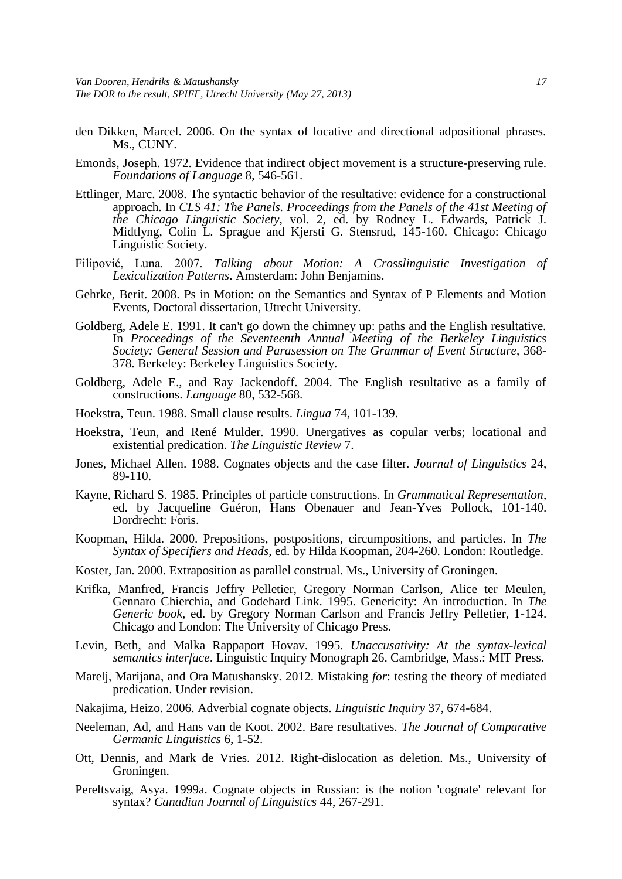den Dikken, Marcel. 2006. On the syntax of locative and directional adpositional phrases. Ms., CUNY.

Emonds, Joseph. 1972. Evidence that indirect object movement is a structure-preserving rule. *Foundations of Language* 8, 546-561.

Ettlinger, Marc. 2008. The syntactic behavior of the resultative: evidence for a constructional approach. In *CLS 41: The Panels. Proceedings from the Panels of the 41st Meeting of the Chicago Linguistic Society*, vol. 2, ed. by Rodney L. Edwards, Patrick J. Midtlyng, Colin L. Sprague and Kjersti G. Stensrud, 145-160. Chicago: Chicago Linguistic Society.

Filipović, Luna. 2007. *Talking about Motion: A Crosslinguistic Investigation of Lexicalization Patterns*. Amsterdam: John Benjamins.

Gehrke, Berit. 2008. Ps in Motion: on the Semantics and Syntax of P Elements and Motion Events, Doctoral dissertation, Utrecht University.

Goldberg, Adele E. 1991. It can't go down the chimney up: paths and the English resultative. In *Proceedings of the Seventeenth Annual Meeting of the Berkeley Linguistics Society: General Session and Parasession on The Grammar of Event Structure*, 368-378. Berkeley: Berkeley Linguistics Society.

Goldberg, Adele E., and Ray Jackendoff. 2004. The English resultative as a family of constructions. *Language* 80, 532-568.

Hoekstra, Teun. 1988. Small clause results. *Lingua* 74, 101-139.

Hoekstra, Teun, and René Mulder. 1990. Unergatives as copular verbs; locational and existential predication. *The Linguistic Review* 7.

Jones, Michael Allen. 1988. Cognates objects and the case filter. *Journal of Linguistics* 24, 89-110.

Kayne, Richard S. 1985. Principles of particle constructions. In *Grammatical Representation*, ed. by Jacqueline Guéron, Hans Obenauer and Jean-Yves Pollock, 101-140. Dordrecht: Foris.

Koopman, Hilda. 2000. Prepositions, postpositions, circumpositions, and particles. In *The Syntax of Specifiers and Heads*, ed. by Hilda Koopman, 204-260. London: Routledge.

Koster, Jan. 2000. Extraposition as parallel construal. Ms., University of Groningen.

Krifka, Manfred, Francis Jeffry Pelletier, Gregory Norman Carlson, Alice ter Meulen, Gennaro Chierchia, and Godehard Link. 1995. Genericity: An introduction. In *The Generic book*, ed. by Gregory Norman Carlson and Francis Jeffry Pelletier, 1-124. Chicago and London: The University of Chicago Press.

Levin, Beth, and Malka Rappaport Hovav. 1995. *Unaccusativity: At the syntax-lexical semantics interface*. Linguistic Inquiry Monograph 26. Cambridge, Mass.: MIT Press.

Marelj, Marijana, and Ora Matushansky. 2012. Mistaking *for*: testing the theory of mediated predication. Under revision.

Nakajima, Heizo. 2006. Adverbial cognate objects. *Linguistic Inquiry* 37, 674-684.

Neeleman, Ad, and Hans van de Koot. 2002. Bare resultatives. *The Journal of Comparative Germanic Linguistics* 6, 1-52.

Ott, Dennis, and Mark de Vries. 2012. Right-dislocation as deletion. Ms., University of Groningen.

Pereltsvaig, Asya. 1999a. Cognate objects in Russian: is the notion 'cognate' relevant for syntax? *Canadian Journal of Linguistics* 44, 267-291.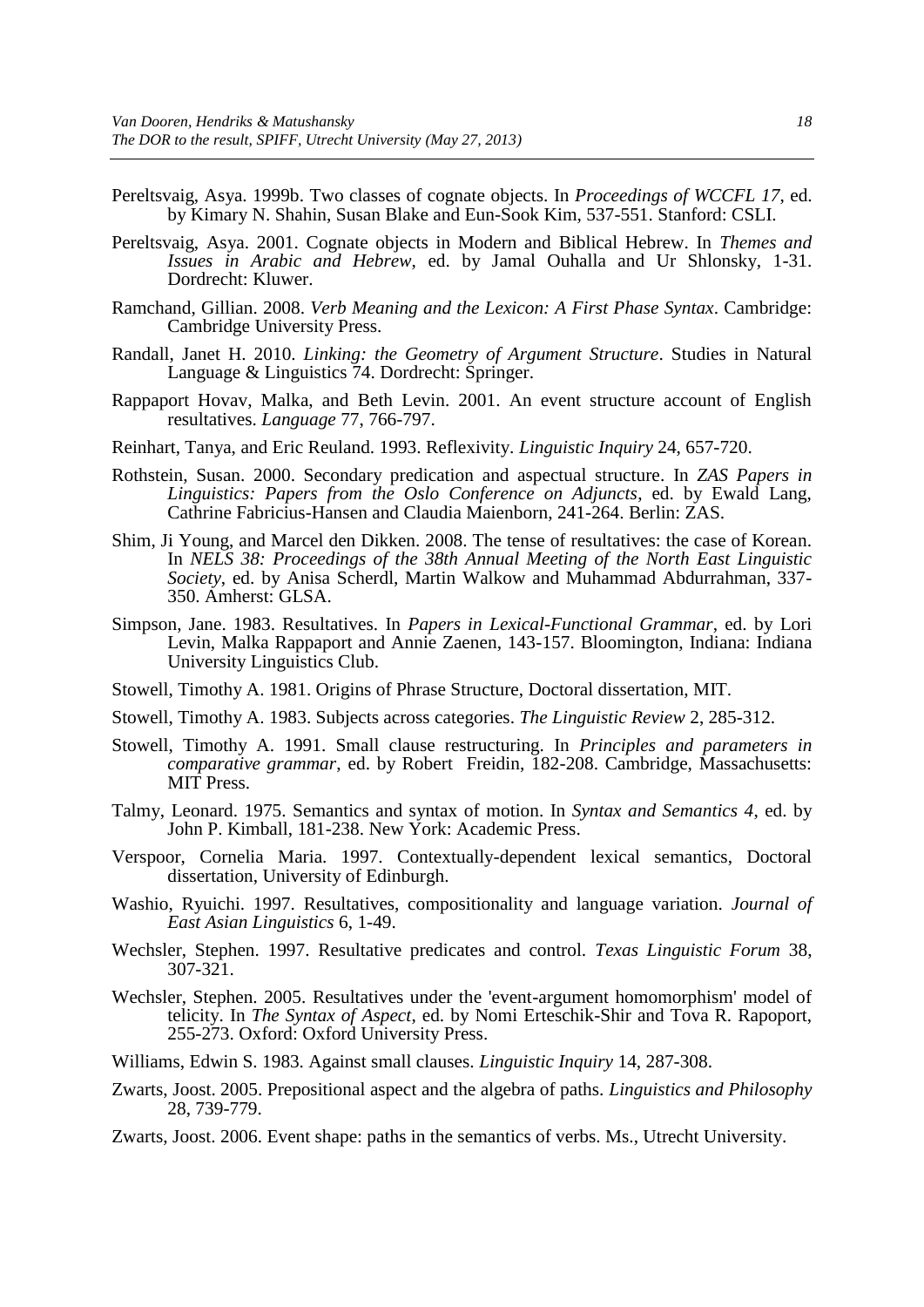Pereltsvaig, Asya. 1999b. Two classes of cognate objects. In *Proceedings of WCCFL 17*, ed. by Kimary N. Shahin, Susan Blake and Eun-Sook Kim, 537-551. Stanford: CSLI.

Pereltsvaig, Asya. 2001. Cognate objects in Modern and Biblical Hebrew. In *Themes and Issues in Arabic and Hebrew*, ed. by Jamal Ouhalla and Ur Shlonsky, 1-31. Dordrecht: Kluwer.

Ramchand, Gillian. 2008. *Verb Meaning and the Lexicon: A First Phase Syntax*. Cambridge: Cambridge University Press.

Randall, Janet H. 2010. *Linking: the Geometry of Argument Structure*. Studies in Natural Language & Linguistics 74. Dordrecht: Springer.

Rappaport Hovav, Malka, and Beth Levin. 2001. An event structure account of English resultatives. *Language* 77, 766-797.

Reinhart, Tanya, and Eric Reuland. 1993. Reflexivity. *Linguistic Inquiry* 24, 657-720.

Rothstein, Susan. 2000. Secondary predication and aspectual structure. In *ZAS Papers in Linguistics: Papers from the Oslo Conference on Adjuncts*, ed. by Ewald Lang, Cathrine Fabricius-Hansen and Claudia Maienborn, 241-264. Berlin: ZAS.

Shim, Ji Young, and Marcel den Dikken. 2008. The tense of resultatives: the case of Korean. In *NELS 38: Proceedings of the 38th Annual Meeting of the North East Linguistic Society*, ed. by Anisa Scherdl, Martin Walkow and Muhammad Abdurrahman, 337-350. Amherst: GLSA.

Simpson, Jane. 1983. Resultatives. In *Papers in Lexical-Functional Grammar*, ed. by Lori Levin, Malka Rappaport and Annie Zaenen, 143-157. Bloomington, Indiana: Indiana University Linguistics Club.

Stowell, Timothy A. 1981. Origins of Phrase Structure, Doctoral dissertation, MIT.

Stowell, Timothy A. 1983. Subjects across categories. *The Linguistic Review* 2, 285-312.

Stowell, Timothy A. 1991. Small clause restructuring. In *Principles and parameters in comparative grammar*, ed. by Robert Freidin, 182-208. Cambridge, Massachusetts: MIT Press.

Talmy, Leonard. 1975. Semantics and syntax of motion. In *Syntax and Semantics 4*, ed. by John P. Kimball, 181-238. New York: Academic Press.

Verspoor, Cornelia Maria. 1997. Contextually-dependent lexical semantics, Doctoral dissertation, University of Edinburgh.

Washio, Ryuichi. 1997. Resultatives, compositionality and language variation. *Journal of East Asian Linguistics* 6, 1-49.

Wechsler, Stephen. 1997. Resultative predicates and control. *Texas Linguistic Forum* 38, 307-321.

Wechsler, Stephen. 2005. Resultatives under the 'event-argument homomorphism' model of telicity. In *The Syntax of Aspect*, ed. by Nomi Erteschik-Shir and Tova R. Rapoport, 255-273. Oxford: Oxford University Press.

Williams, Edwin S. 1983. Against small clauses. *Linguistic Inquiry* 14, 287-308.

Zwarts, Joost. 2005. Prepositional aspect and the algebra of paths. *Linguistics and Philosophy* 28, 739-779.

Zwarts, Joost. 2006. Event shape: paths in the semantics of verbs. Ms., Utrecht University.